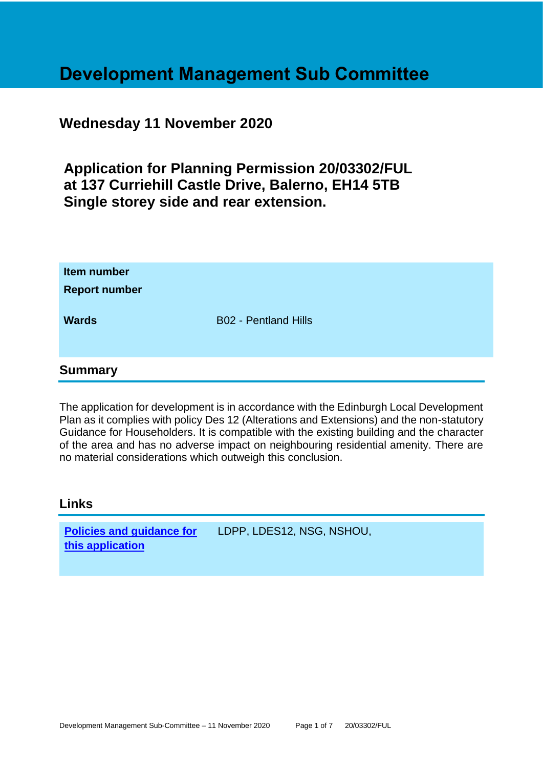# Development Management Sub Committee

## Wednesday 11 November 2020

## Application for Planning Permission 20/03302/FUL at 137 Curriehill Castle Drive, Balerno, EH14 5TB Single storey side and rear extension.

| | |
|---|---|
| **Item number** | |
| **Report number** | |
| **Wards** | B02 - Pentland Hills |

## Summary

The application for development is in accordance with the Edinburgh Local Development Plan as it complies with policy Des 12 (Alterations and Extensions) and the non-statutory Guidance for Householders. It is compatible with the existing building and the character of the area and has no adverse impact on neighbouring residential amenity. There are no material considerations which outweigh this conclusion.

## Links

| | |
|---|---|
| **Policies and guidance for this application** | LDPP, LDES12, NSG, NSHOU, |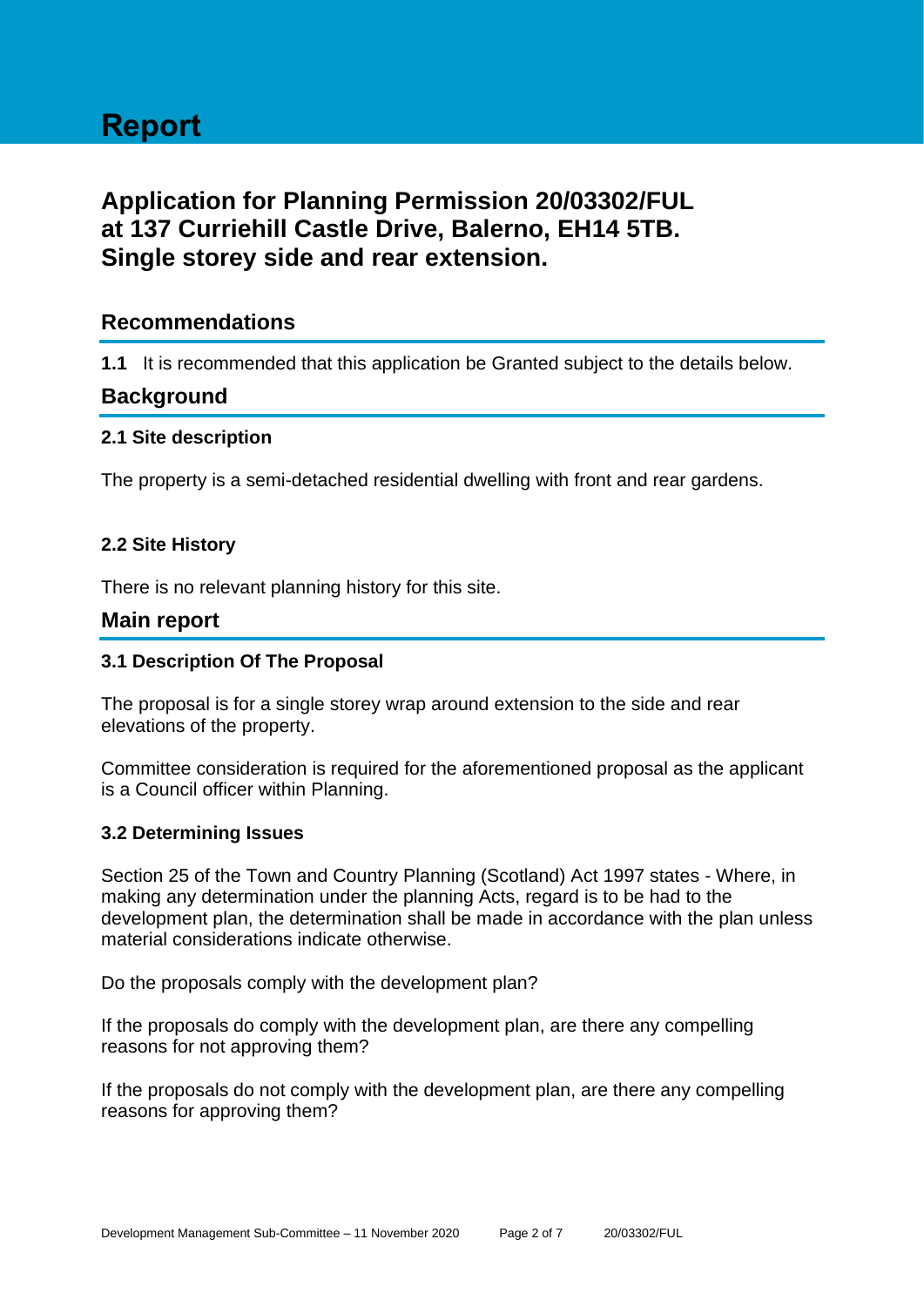# Report

## Application for Planning Permission 20/03302/FUL at 137 Curriehill Castle Drive, Balerno, EH14 5TB. Single storey side and rear extension.

## Recommendations

**1.1** It is recommended that this application be Granted subject to the details below.

## Background

### 2.1 Site description

The property is a semi-detached residential dwelling with front and rear gardens.

### 2.2 Site History

There is no relevant planning history for this site.

## Main report

### 3.1 Description Of The Proposal

The proposal is for a single storey wrap around extension to the side and rear elevations of the property.

Committee consideration is required for the aforementioned proposal as the applicant is a Council officer within Planning.

### 3.2 Determining Issues

Section 25 of the Town and Country Planning (Scotland) Act 1997 states - Where, in making any determination under the planning Acts, regard is to be had to the development plan, the determination shall be made in accordance with the plan unless material considerations indicate otherwise.

Do the proposals comply with the development plan?

If the proposals do comply with the development plan, are there any compelling reasons for not approving them?

If the proposals do not comply with the development plan, are there any compelling reasons for approving them?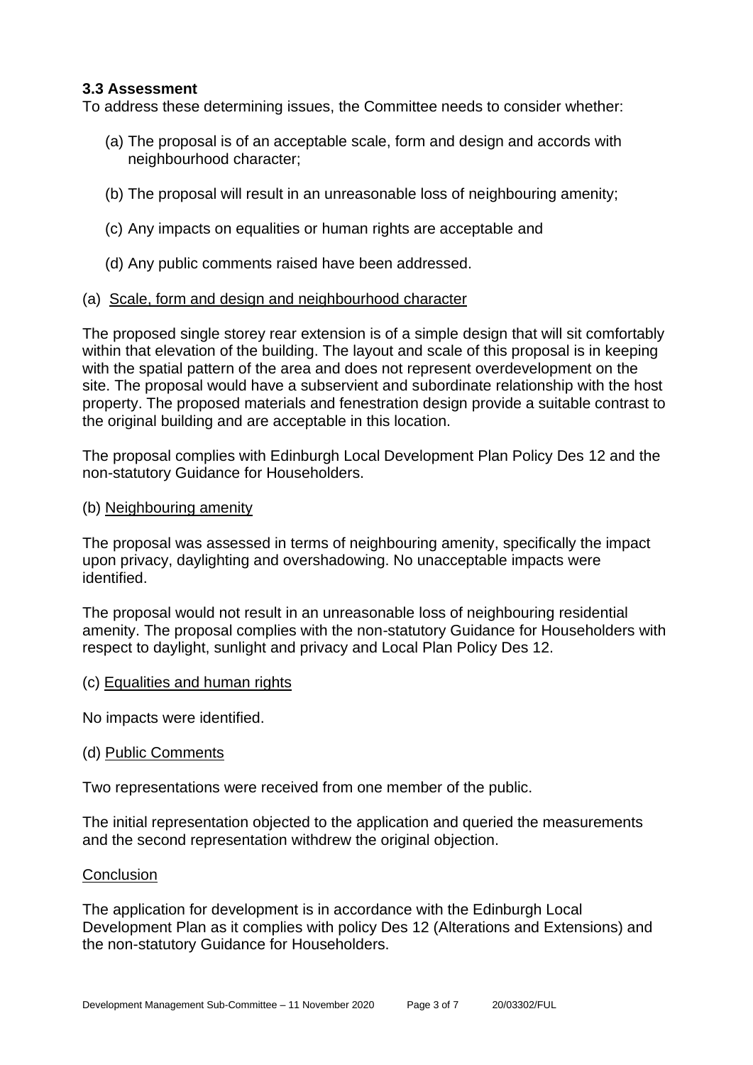### 3.3 Assessment

To address these determining issues, the Committee needs to consider whether:

(a) The proposal is of an acceptable scale, form and design and accords with neighbourhood character;

(b) The proposal will result in an unreasonable loss of neighbouring amenity;

(c) Any impacts on equalities or human rights are acceptable and

(d) Any public comments raised have been addressed.

(a) <u>Scale, form and design and neighbourhood character</u>

The proposed single storey rear extension is of a simple design that will sit comfortably within that elevation of the building. The layout and scale of this proposal is in keeping with the spatial pattern of the area and does not represent overdevelopment on the site. The proposal would have a subservient and subordinate relationship with the host property. The proposed materials and fenestration design provide a suitable contrast to the original building and are acceptable in this location.

The proposal complies with Edinburgh Local Development Plan Policy Des 12 and the non-statutory Guidance for Householders.

(b) <u>Neighbouring amenity</u>

The proposal was assessed in terms of neighbouring amenity, specifically the impact upon privacy, daylighting and overshadowing. No unacceptable impacts were identified.

The proposal would not result in an unreasonable loss of neighbouring residential amenity. The proposal complies with the non-statutory Guidance for Householders with respect to daylight, sunlight and privacy and Local Plan Policy Des 12.

(c) <u>Equalities and human rights</u>

No impacts were identified.

(d) <u>Public Comments</u>

Two representations were received from one member of the public.

The initial representation objected to the application and queried the measurements and the second representation withdrew the original objection.

<u>Conclusion</u>

The application for development is in accordance with the Edinburgh Local Development Plan as it complies with policy Des 12 (Alterations and Extensions) and the non-statutory Guidance for Householders.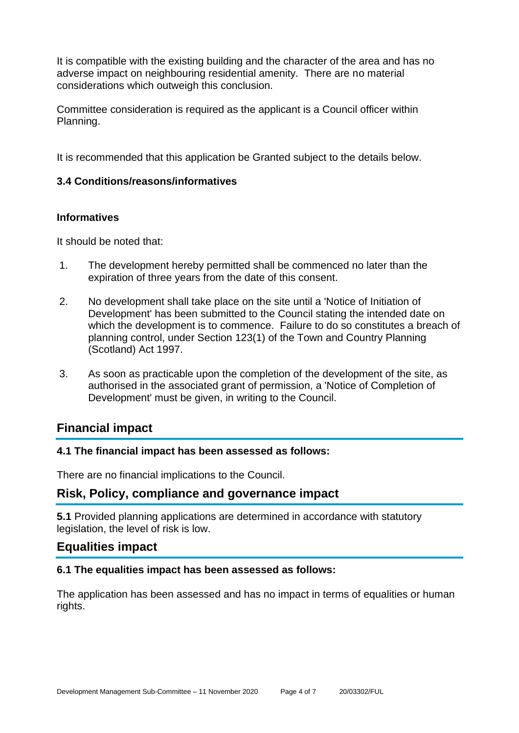It is compatible with the existing building and the character of the area and has no adverse impact on neighbouring residential amenity. There are no material considerations which outweigh this conclusion.

Committee consideration is required as the applicant is a Council officer within Planning.

It is recommended that this application be Granted subject to the details below.

### 3.4 Conditions/reasons/informatives

#### Informatives

It should be noted that:

1. The development hereby permitted shall be commenced no later than the expiration of three years from the date of this consent.

2. No development shall take place on the site until a 'Notice of Initiation of Development' has been submitted to the Council stating the intended date on which the development is to commence. Failure to do so constitutes a breach of planning control, under Section 123(1) of the Town and Country Planning (Scotland) Act 1997.

3. As soon as practicable upon the completion of the development of the site, as authorised in the associated grant of permission, a 'Notice of Completion of Development' must be given, in writing to the Council.

## Financial impact

### 4.1 The financial impact has been assessed as follows:

There are no financial implications to the Council.

## Risk, Policy, compliance and governance impact

**5.1** Provided planning applications are determined in accordance with statutory legislation, the level of risk is low.

## Equalities impact

### 6.1 The equalities impact has been assessed as follows:

The application has been assessed and has no impact in terms of equalities or human rights.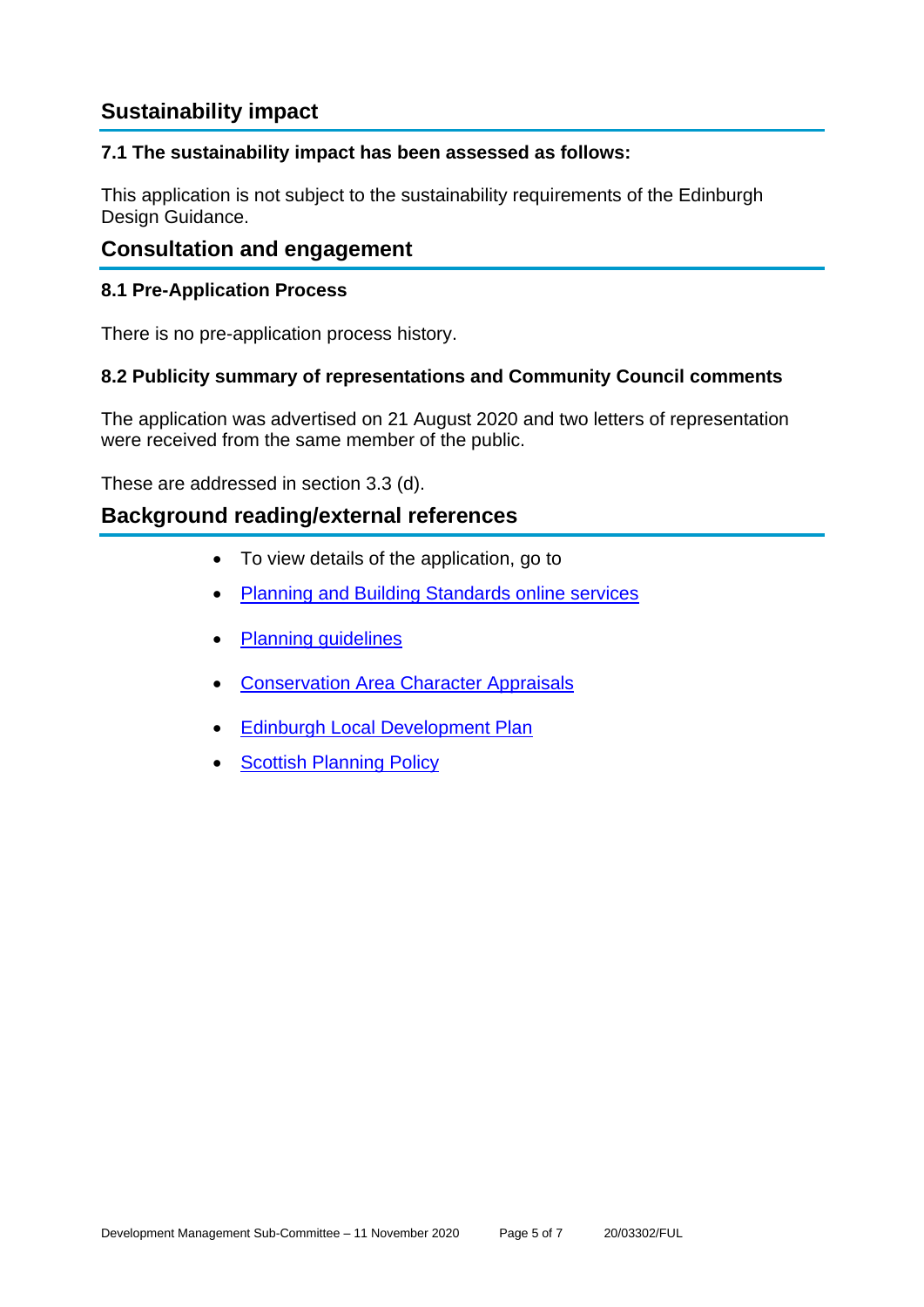## Sustainability impact

### 7.1 The sustainability impact has been assessed as follows:

This application is not subject to the sustainability requirements of the Edinburgh Design Guidance.

## Consultation and engagement

### 8.1 Pre-Application Process

There is no pre-application process history.

### 8.2 Publicity summary of representations and Community Council comments

The application was advertised on 21 August 2020 and two letters of representation were received from the same member of the public.

These are addressed in section 3.3 (d).

## Background reading/external references

- To view details of the application, go to
- Planning and Building Standards online services
- Planning guidelines
- Conservation Area Character Appraisals
- Edinburgh Local Development Plan
- Scottish Planning Policy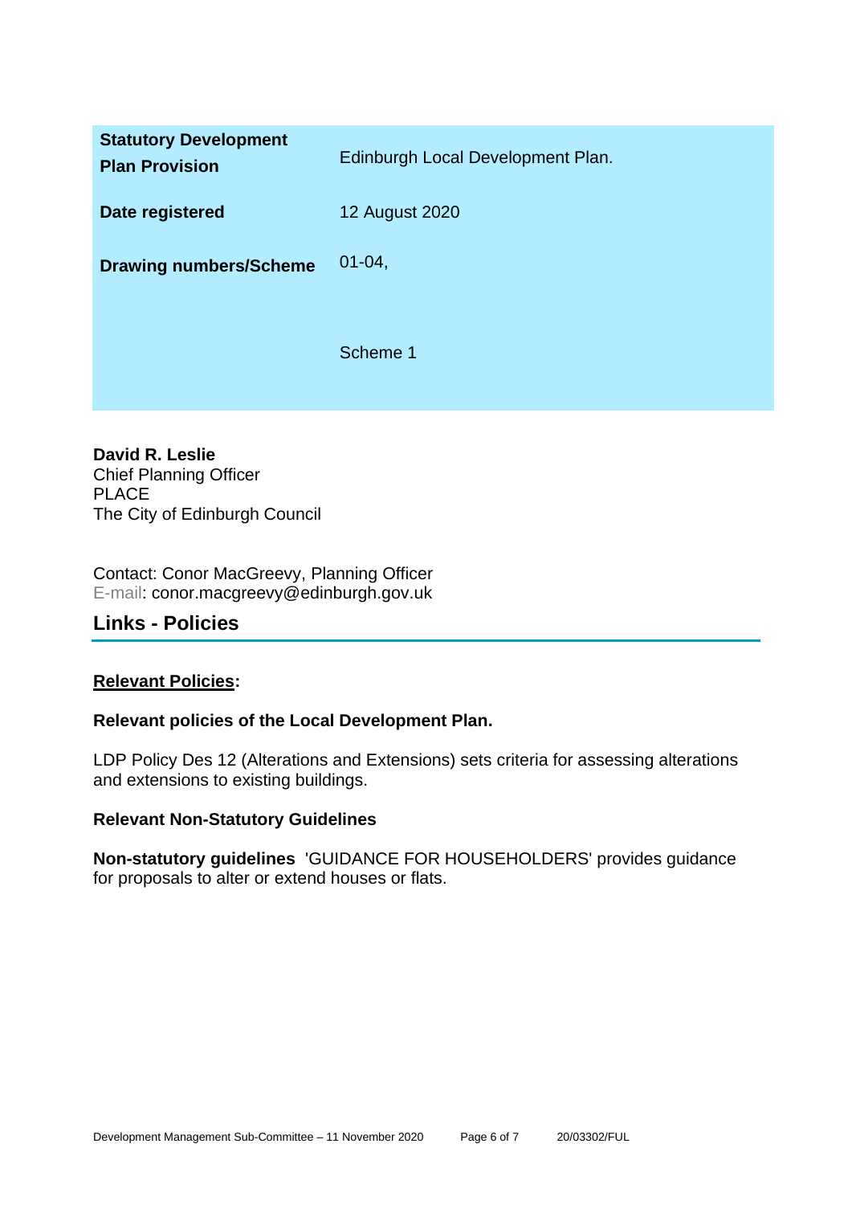| | |
|---|---|
| **Statutory Development Plan Provision** | Edinburgh Local Development Plan. |
| **Date registered** | 12 August 2020 |
| **Drawing numbers/Scheme** | 01-04,<br><br>Scheme 1 |

**David R. Leslie**
Chief Planning Officer
PLACE
The City of Edinburgh Council

Contact: Conor MacGreevy, Planning Officer
E-mail: conor.macgreevy@edinburgh.gov.uk

## Links - Policies

**Relevant Policies:**

**Relevant policies of the Local Development Plan.**

LDP Policy Des 12 (Alterations and Extensions) sets criteria for assessing alterations and extensions to existing buildings.

**Relevant Non-Statutory Guidelines**

**Non-statutory guidelines** 'GUIDANCE FOR HOUSEHOLDERS' provides guidance for proposals to alter or extend houses or flats.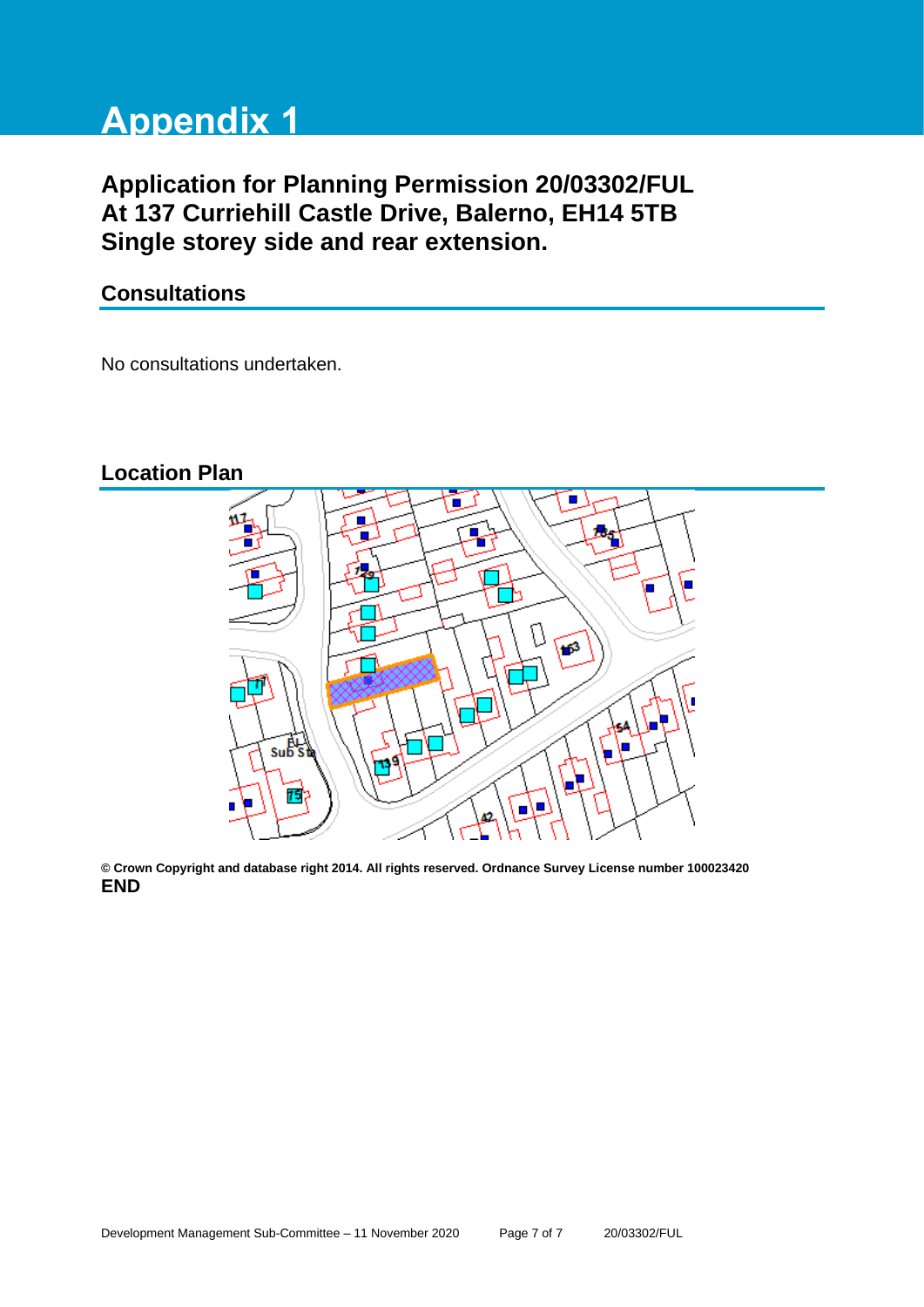# Appendix 1

## Application for Planning Permission 20/03302/FUL At 137 Curriehill Castle Drive, Balerno, EH14 5TB Single storey side and rear extension.

### Consultations

No consultations undertaken.

### Location Plan

**© Crown Copyright and database right 2014. All rights reserved. Ordnance Survey License number 100023420**

**END**